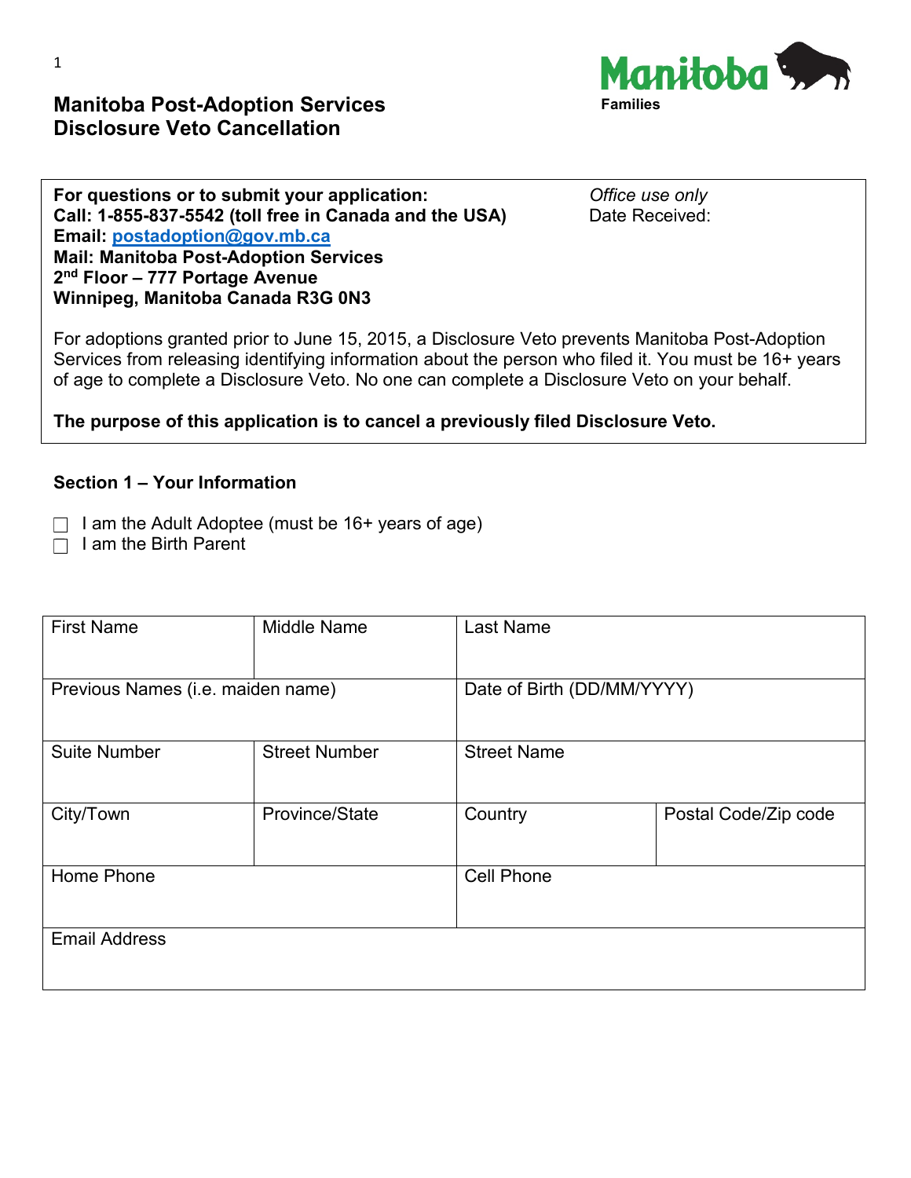# Manitoba Post-Adoption Services
# Disclosure Veto Cancellation

Manitoba
Families

**For questions or to submit your application:**
**Call: 1-855-837-5542 (toll free in Canada and the USA)**
**Email: postadoption@gov.mb.ca**
**Mail: Manitoba Post-Adoption Services**
**2nd Floor – 777 Portage Avenue**
**Winnipeg, Manitoba Canada R3G 0N3**

*Office use only*
Date Received:

For adoptions granted prior to June 15, 2015, a Disclosure Veto prevents Manitoba Post-Adoption Services from releasing identifying information about the person who filed it. You must be 16+ years of age to complete a Disclosure Veto. No one can complete a Disclosure Veto on your behalf.

**The purpose of this application is to cancel a previously filed Disclosure Veto.**

## Section 1 – Your Information

- ☐ I am the Adult Adoptee (must be 16+ years of age)
- ☐ I am the Birth Parent

| First Name | Middle Name | Last Name | |
|---|---|---|---|
| Previous Names (i.e. maiden name) | | Date of Birth (DD/MM/YYYY) | |
| Suite Number | Street Number | Street Name | |
| City/Town | Province/State | Country | Postal Code/Zip code |
| Home Phone | | Cell Phone | |
| Email Address | | | |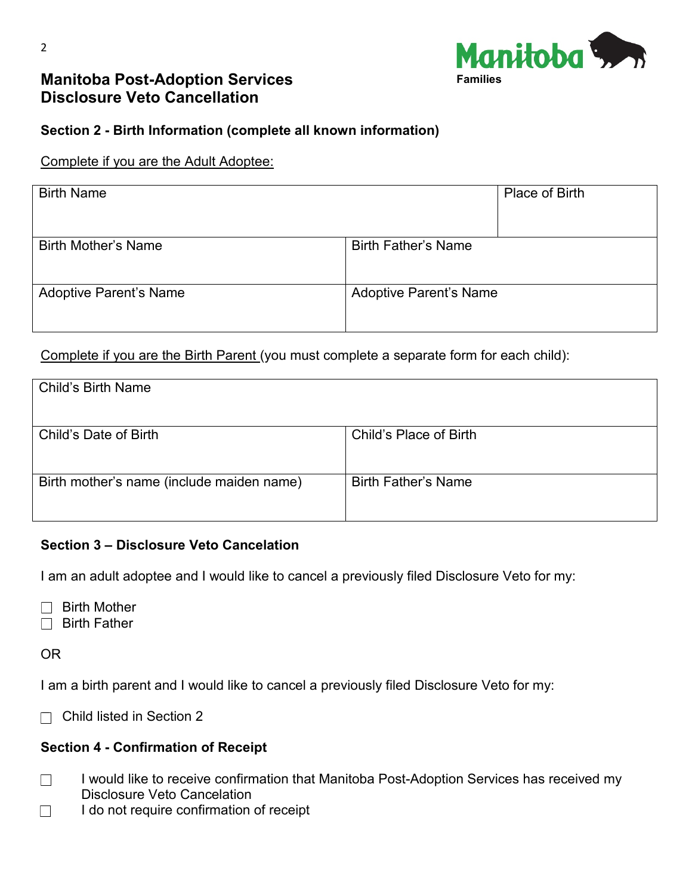# Manitoba Post-Adoption Services
# Disclosure Veto Cancellation

Manitoba Families

### Section 2 - Birth Information (complete all known information)

Complete if you are the Adult Adoptee:

| Birth Name | | Place of Birth |
|---|---|---|
| Birth Mother's Name | Birth Father's Name | |
| Adoptive Parent's Name | Adoptive Parent's Name | |

Complete if you are the Birth Parent (you must complete a separate form for each child):

| Child's Birth Name | |
|---|---|
| Child's Date of Birth | Child's Place of Birth |
| Birth mother's name (include maiden name) | Birth Father's Name |

### Section 3 – Disclosure Veto Cancelation

I am an adult adoptee and I would like to cancel a previously filed Disclosure Veto for my:

- ☐ Birth Mother
- ☐ Birth Father

OR

I am a birth parent and I would like to cancel a previously filed Disclosure Veto for my:

- ☐ Child listed in Section 2

### Section 4 - Confirmation of Receipt

- ☐ I would like to receive confirmation that Manitoba Post-Adoption Services has received my Disclosure Veto Cancelation
- ☐ I do not require confirmation of receipt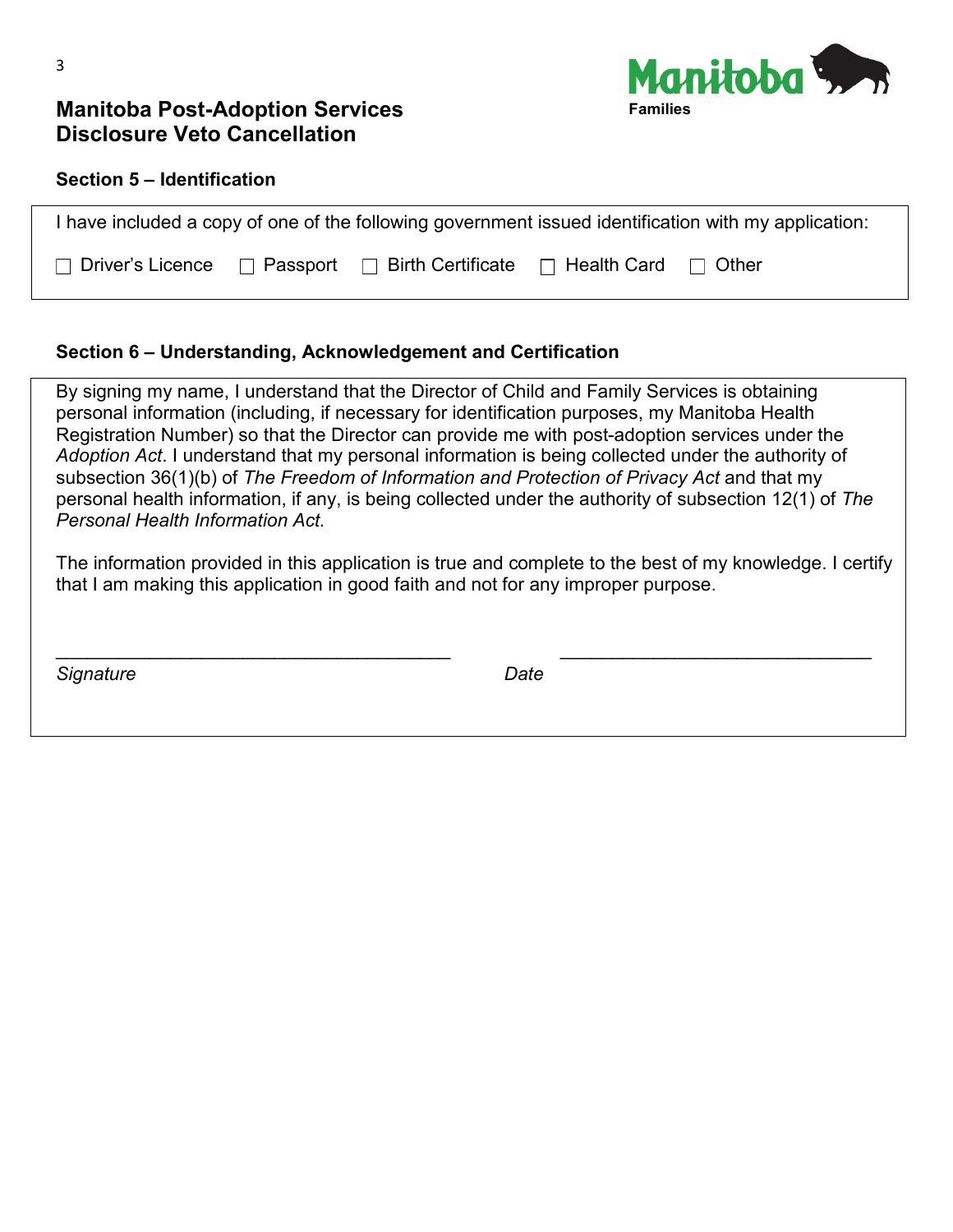# Manitoba Post-Adoption Services
# Disclosure Veto Cancellation

Manitoba
Families

## Section 5 – Identification

I have included a copy of one of the following government issued identification with my application:

☐ Driver's Licence ☐ Passport ☐ Birth Certificate ☐ Health Card ☐ Other

## Section 6 – Understanding, Acknowledgement and Certification

By signing my name, I understand that the Director of Child and Family Services is obtaining personal information (including, if necessary for identification purposes, my Manitoba Health Registration Number) so that the Director can provide me with post-adoption services under the *Adoption Act*. I understand that my personal information is being collected under the authority of subsection 36(1)(b) of *The Freedom of Information and Protection of Privacy Act* and that my personal health information, if any, is being collected under the authority of subsection 12(1) of *The Personal Health Information Act.*

The information provided in this application is true and complete to the best of my knowledge. I certify that I am making this application in good faith and not for any improper purpose.

\_\_\_\_\_\_\_\_\_\_\_\_\_\_\_\_\_\_\_\_\_\_\_\_\_\_\_\_\_\_\_\_\_\_\_\_\_\_ \_\_\_\_\_\_\_\_\_\_\_\_\_\_\_\_\_\_\_\_\_\_\_\_\_\_\_\_\_\_

*Signature* *Date*